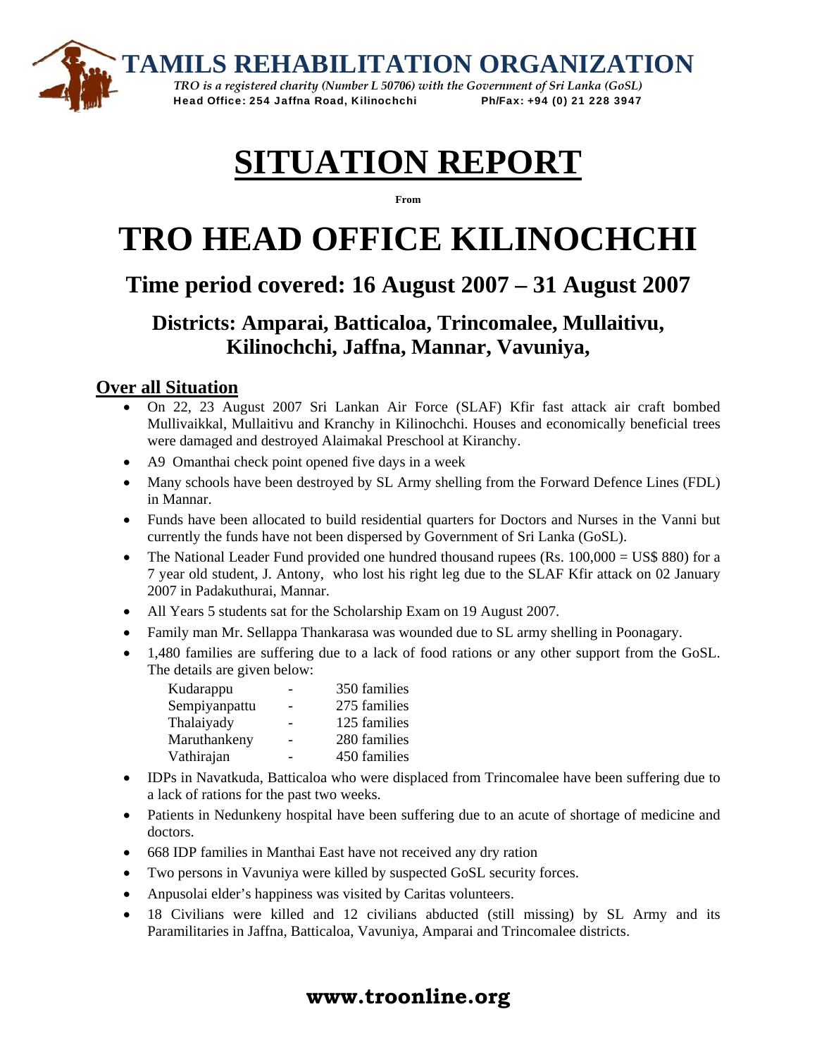# TAMILS REHABILITATION ORGANIZATION

*TRO is a registered charity (Number L 50706) with the Government of Sri Lanka (GoSL)*

**Head Office: 254 Jaffna Road, Kilinochchi Ph/Fax: +94 (0) 21 228 3947**

# SITUATION REPORT

**From**

# TRO HEAD OFFICE KILINOCHCHI

## Time period covered: 16 August 2007 – 31 August 2007

### Districts: Amparai, Batticaloa, Trincomalee, Mullaitivu, Kilinochchi, Jaffna, Mannar, Vavuniya,

## Over all Situation

- On 22, 23 August 2007 Sri Lankan Air Force (SLAF) Kfir fast attack air craft bombed Mullivaikkal, Mullaitivu and Kranchy in Kilinochchi. Houses and economically beneficial trees were damaged and destroyed Alaimakal Preschool at Kiranchy.
- A9 Omanthai check point opened five days in a week
- Many schools have been destroyed by SL Army shelling from the Forward Defence Lines (FDL) in Mannar.
- Funds have been allocated to build residential quarters for Doctors and Nurses in the Vanni but currently the funds have not been dispersed by Government of Sri Lanka (GoSL).
- The National Leader Fund provided one hundred thousand rupees (Rs. 100,000 = US$ 880) for a 7 year old student, J. Antony, who lost his right leg due to the SLAF Kfir attack on 02 January 2007 in Padakuthurai, Mannar.
- All Years 5 students sat for the Scholarship Exam on 19 August 2007.
- Family man Mr. Sellappa Thankarasa was wounded due to SL army shelling in Poonagary.
- 1,480 families are suffering due to a lack of food rations or any other support from the GoSL. The details are given below:

| | | |
|---|---|---|
| Kudarappu | - | 350 families |
| Sempiyanpattu | - | 275 families |
| Thalaiyady | - | 125 families |
| Maruthankeny | - | 280 families |
| Vathirajan | - | 450 families |

- IDPs in Navatkuda, Batticaloa who were displaced from Trincomalee have been suffering due to a lack of rations for the past two weeks.
- Patients in Nedunkeny hospital have been suffering due to an acute of shortage of medicine and doctors.
- 668 IDP families in Manthai East have not received any dry ration
- Two persons in Vavuniya were killed by suspected GoSL security forces.
- Anpusolai elder's happiness was visited by Caritas volunteers.
- 18 Civilians were killed and 12 civilians abducted (still missing) by SL Army and its Paramilitaries in Jaffna, Batticaloa, Vavuniya, Amparai and Trincomalee districts.

**www.troonline.org**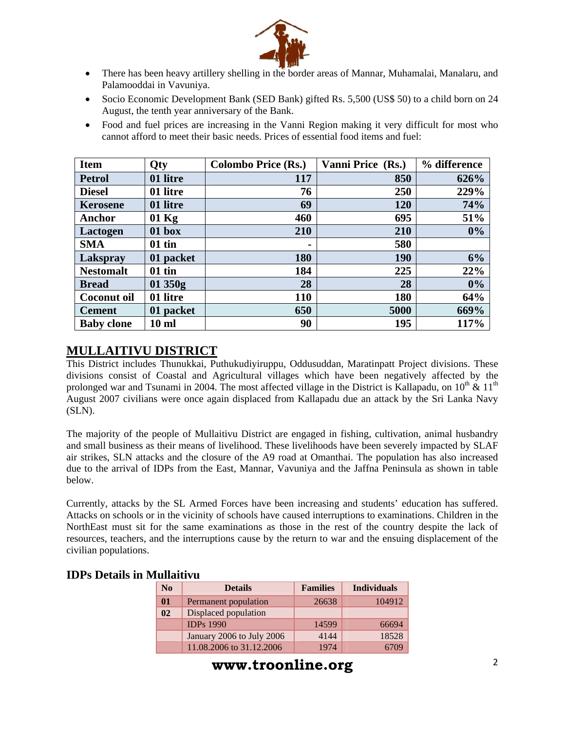- There has been heavy artillery shelling in the border areas of Mannar, Muhamalai, Manalaru, and Palamooddai in Vavuniya.
- Socio Economic Development Bank (SED Bank) gifted Rs. 5,500 (US$ 50) to a child born on 24 August, the tenth year anniversary of the Bank.
- Food and fuel prices are increasing in the Vanni Region making it very difficult for most who cannot afford to meet their basic needs. Prices of essential food items and fuel:

| Item | Qty | Colombo Price (Rs.) | Vanni Price (Rs.) | % difference |
|---|---|---|---|---|
| Petrol | 01 litre | 117 | 850 | 626% |
| Diesel | 01 litre | 76 | 250 | 229% |
| Kerosene | 01 litre | 69 | 120 | 74% |
| Anchor | 01 Kg | 460 | 695 | 51% |
| Lactogen | 01 box | 210 | 210 | 0% |
| SMA | 01 tin | - | 580 | |
| Lakspray | 01 packet | 180 | 190 | 6% |
| Nestomalt | 01 tin | 184 | 225 | 22% |
| Bread | 01 350g | 28 | 28 | 0% |
| Coconut oil | 01 litre | 110 | 180 | 64% |
| Cement | 01 packet | 650 | 5000 | 669% |
| Baby clone | 10 ml | 90 | 195 | 117% |

## MULLAITIVU DISTRICT

This District includes Thunukkai, Puthukudiyiruppu, Oddusuddan, Maratinpatt Project divisions. These divisions consist of Coastal and Agricultural villages which have been negatively affected by the prolonged war and Tsunami in 2004. The most affected village in the District is Kallapadu, on 10th & 11th August 2007 civilians were once again displaced from Kallapadu due an attack by the Sri Lanka Navy (SLN).

The majority of the people of Mullaitivu District are engaged in fishing, cultivation, animal husbandry and small business as their means of livelihood. These livelihoods have been severely impacted by SLAF air strikes, SLN attacks and the closure of the A9 road at Omanthai. The population has also increased due to the arrival of IDPs from the East, Mannar, Vavuniya and the Jaffna Peninsula as shown in table below.

Currently, attacks by the SL Armed Forces have been increasing and students' education has suffered. Attacks on schools or in the vicinity of schools have caused interruptions to examinations. Children in the NorthEast must sit for the same examinations as those in the rest of the country despite the lack of resources, teachers, and the interruptions cause by the return to war and the ensuing displacement of the civilian populations.

### IDPs Details in Mullaitivu

| No | Details | Families | Individuals |
|---|---|---|---|
| 01 | Permanent population | 26638 | 104912 |
| 02 | Displaced population | | |
| | IDPs 1990 | 14599 | 66694 |
| | January 2006 to July 2006 | 4144 | 18528 |
| | 11.08.2006 to 31.12.2006 | 1974 | 6709 |

**www.troonline.org**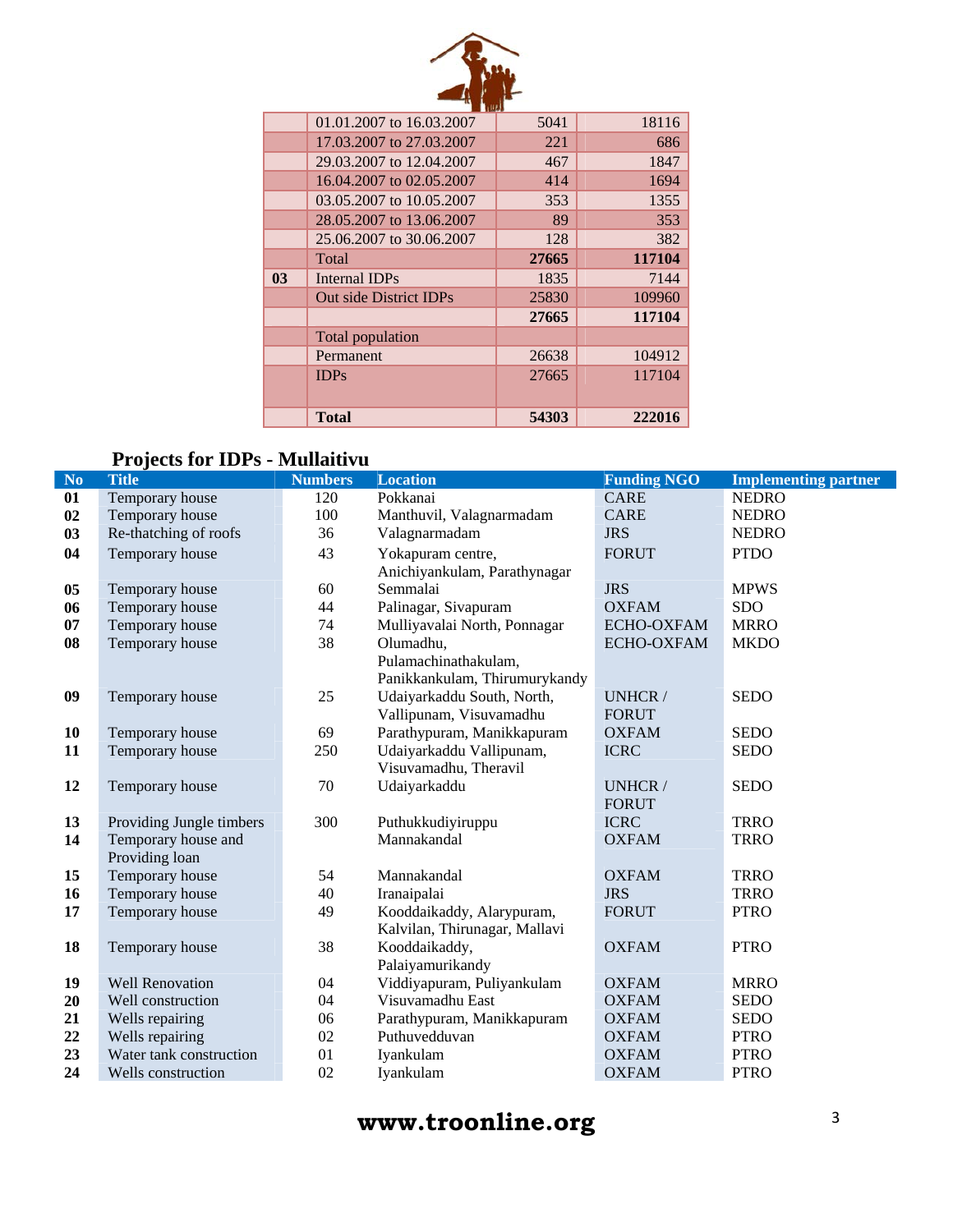| | | | |
|---|---|---|---|
| | 01.01.2007 to 16.03.2007 | 5041 | 18116 |
| | 17.03.2007 to 27.03.2007 | 221 | 686 |
| | 29.03.2007 to 12.04.2007 | 467 | 1847 |
| | 16.04.2007 to 02.05.2007 | 414 | 1694 |
| | 03.05.2007 to 10.05.2007 | 353 | 1355 |
| | 28.05.2007 to 13.06.2007 | 89 | 353 |
| | 25.06.2007 to 30.06.2007 | 128 | 382 |
| | Total | **27665** | **117104** |
| **03** | Internal IDPs | 1835 | 7144 |
| | Out side District IDPs | 25830 | 109960 |
| | | **27665** | **117104** |
| | Total population | | |
| | Permanent | 26638 | 104912 |
| | IDPs | 27665 | 117104 |
| | **Total** | **54303** | **222016** |

## Projects for IDPs - Mullaitivu

| No | Title | Numbers | Location | Funding NGO | Implementing partner |
|---|---|---|---|---|---|
| **01** | Temporary house | 120 | Pokkanai | CARE | NEDRO |
| **02** | Temporary house | 100 | Manthuvil, Valagnarmadam | CARE | NEDRO |
| **03** | Re-thatching of roofs | 36 | Valagnarmadam | JRS | NEDRO |
| **04** | Temporary house | 43 | Yokapuram centre, Anichiyankulam, Parathynagar | FORUT | PTDO |
| **05** | Temporary house | 60 | Semmalai | JRS | MPWS |
| **06** | Temporary house | 44 | Palinagar, Sivapuram | OXFAM | SDO |
| **07** | Temporary house | 74 | Mulliyavalai North, Ponnagar | ECHO-OXFAM | MRRO |
| **08** | Temporary house | 38 | Olumadhu, Pulamachinathakulam, Panikkankulam, Thirumurykandy | ECHO-OXFAM | MKDO |
| **09** | Temporary house | 25 | Udaiyarkaddu South, North, Vallipunam, Visuvamadhu | UNHCR / FORUT | SEDO |
| **10** | Temporary house | 69 | Parathypuram, Manikkapuram | OXFAM | SEDO |
| **11** | Temporary house | 250 | Udaiyarkaddu Vallipunam, Visuvamadhu, Theravil | ICRC | SEDO |
| **12** | Temporary house | 70 | Udaiyarkaddu | UNHCR / FORUT | SEDO |
| **13** | Providing Jungle timbers | 300 | Puthukkudiyiruppu | ICRC | TRRO |
| **14** | Temporary house and Providing loan | | Mannakandal | OXFAM | TRRO |
| **15** | Temporary house | 54 | Mannakandal | OXFAM | TRRO |
| **16** | Temporary house | 40 | Iranaipalai | JRS | TRRO |
| **17** | Temporary house | 49 | Kooddaikaddy, Alarypuram, Kalvilan, Thirunagar, Mallavi | FORUT | PTRO |
| **18** | Temporary house | 38 | Kooddaikaddy, Palaiyamurikandy | OXFAM | PTRO |
| **19** | Well Renovation | 04 | Viddiyapuram, Puliyankulam | OXFAM | MRRO |
| **20** | Well construction | 04 | Visuvamadhu East | OXFAM | SEDO |
| **21** | Wells repairing | 06 | Parathypuram, Manikkapuram | OXFAM | SEDO |
| **22** | Wells repairing | 02 | Puthuvedduvan | OXFAM | PTRO |
| **23** | Water tank construction | 01 | Iyankulam | OXFAM | PTRO |
| **24** | Wells construction | 02 | Iyankulam | OXFAM | PTRO |

**www.troonline.org**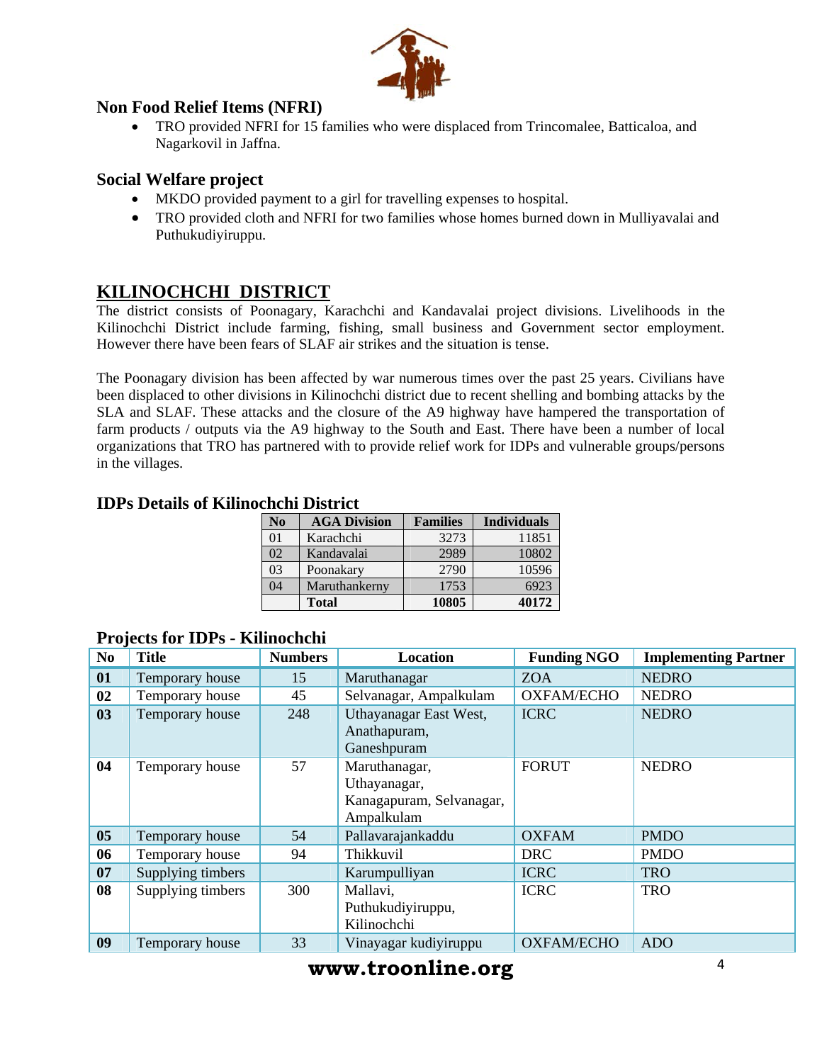### Non Food Relief Items (NFRI)

- TRO provided NFRI for 15 families who were displaced from Trincomalee, Batticaloa, and Nagarkovil in Jaffna.

### Social Welfare project

- MKDO provided payment to a girl for travelling expenses to hospital.
- TRO provided cloth and NFRI for two families whose homes burned down in Mulliyavalai and Puthukudiyiruppu.

## KILINOCHCHI DISTRICT

The district consists of Poonagary, Karachchi and Kandavalai project divisions. Livelihoods in the Kilinochchi District include farming, fishing, small business and Government sector employment. However there have been fears of SLAF air strikes and the situation is tense.

The Poonagary division has been affected by war numerous times over the past 25 years. Civilians have been displaced to other divisions in Kilinochchi district due to recent shelling and bombing attacks by the SLA and SLAF. These attacks and the closure of the A9 highway have hampered the transportation of farm products / outputs via the A9 highway to the South and East. There have been a number of local organizations that TRO has partnered with to provide relief work for IDPs and vulnerable groups/persons in the villages.

### IDPs Details of Kilinochchi District

| No | AGA Division | Families | Individuals |
|---|---|---|---|
| 01 | Karachchi | 3273 | 11851 |
| 02 | Kandavalai | 2989 | 10802 |
| 03 | Poonakary | 2790 | 10596 |
| 04 | Maruthankerny | 1753 | 6923 |
| | **Total** | **10805** | **40172** |

### Projects for IDPs - Kilinochchi

| No | Title | Numbers | Location | Funding NGO | Implementing Partner |
|---|---|---|---|---|---|
| **01** | Temporary house | 15 | Maruthanagar | ZOA | NEDRO |
| **02** | Temporary house | 45 | Selvanagar, Ampalkulam | OXFAM/ECHO | NEDRO |
| **03** | Temporary house | 248 | Uthayanagar East West, Anathapuram, Ganeshpuram | ICRC | NEDRO |
| **04** | Temporary house | 57 | Maruthanagar, Uthayanagar, Kanagapuram, Selvanagar, Ampalkulam | FORUT | NEDRO |
| **05** | Temporary house | 54 | Pallavarajankaddu | OXFAM | PMDO |
| **06** | Temporary house | 94 | Thikkuvil | DRC | PMDO |
| **07** | Supplying timbers | | Karumpulliyan | ICRC | TRO |
| **08** | Supplying timbers | 300 | Mallavi, Puthukudiyiruppu, Kilinochchi | ICRC | TRO |
| **09** | Temporary house | 33 | Vinayagar kudiyiruppu | OXFAM/ECHO | ADO |

**www.troonline.org**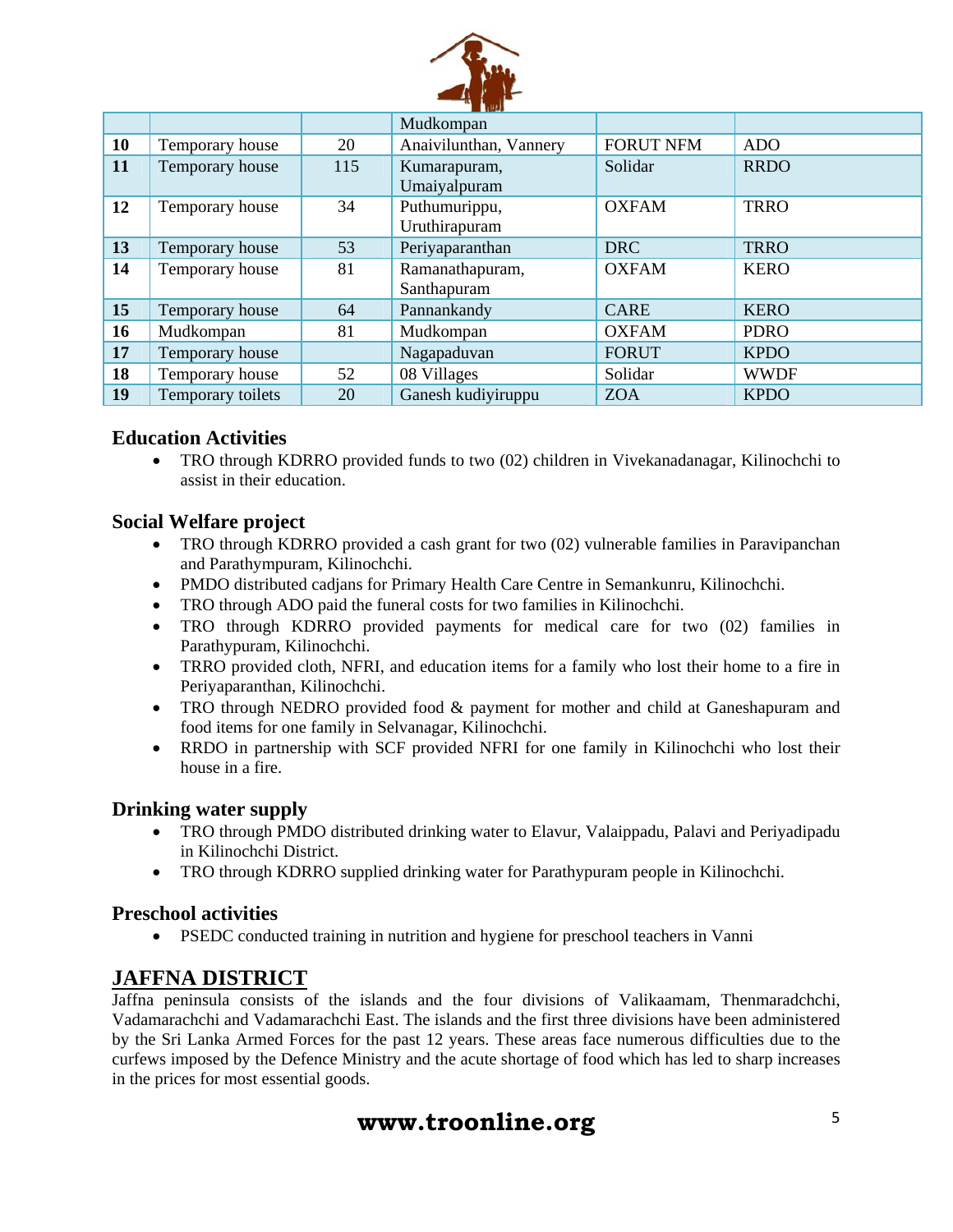|  |  |  | Mudkompan |  |  |
|---|---|---|---|---|---|
| **10** | Temporary house | 20 | Anaivilunthan, Vannery | FORUT NFM | ADO |
| **11** | Temporary house | 115 | Kumarapuram, Umaiyalpuram | Solidar | RRDO |
| **12** | Temporary house | 34 | Puthumurippu, Uruthirapuram | OXFAM | TRRO |
| **13** | Temporary house | 53 | Periyaparanthan | DRC | TRRO |
| **14** | Temporary house | 81 | Ramanathapuram, Santhapuram | OXFAM | KERO |
| **15** | Temporary house | 64 | Pannankandy | CARE | KERO |
| **16** | Mudkompan | 81 | Mudkompan | OXFAM | PDRO |
| **17** | Temporary house |  | Nagapaduvan | FORUT | KPDO |
| **18** | Temporary house | 52 | 08 Villages | Solidar | WWDF |
| **19** | Temporary toilets | 20 | Ganesh kudiyiruppu | ZOA | KPDO |

### Education Activities

- TRO through KDRRO provided funds to two (02) children in Vivekanadanagar, Kilinochchi to assist in their education.

### Social Welfare project

- TRO through KDRRO provided a cash grant for two (02) vulnerable families in Paravipanchan and Parathympuram, Kilinochchi.
- PMDO distributed cadjans for Primary Health Care Centre in Semankunru, Kilinochchi.
- TRO through ADO paid the funeral costs for two families in Kilinochchi.
- TRO through KDRRO provided payments for medical care for two (02) families in Parathypuram, Kilinochchi.
- TRRO provided cloth, NFRI, and education items for a family who lost their home to a fire in Periyaparanthan, Kilinochchi.
- TRO through NEDRO provided food & payment for mother and child at Ganeshapuram and food items for one family in Selvanagar, Kilinochchi.
- RRDO in partnership with SCF provided NFRI for one family in Kilinochchi who lost their house in a fire.

### Drinking water supply

- TRO through PMDO distributed drinking water to Elavur, Valaippadu, Palavi and Periyadipadu in Kilinochchi District.
- TRO through KDRRO supplied drinking water for Parathypuram people in Kilinochchi.

### Preschool activities

- PSEDC conducted training in nutrition and hygiene for preschool teachers in Vanni

## JAFFNA DISTRICT

Jaffna peninsula consists of the islands and the four divisions of Valikaamam, Thenmaradchchi, Vadamarachchi and Vadamarachchi East. The islands and the first three divisions have been administered by the Sri Lanka Armed Forces for the past 12 years. These areas face numerous difficulties due to the curfews imposed by the Defence Ministry and the acute shortage of food which has led to sharp increases in the prices for most essential goods.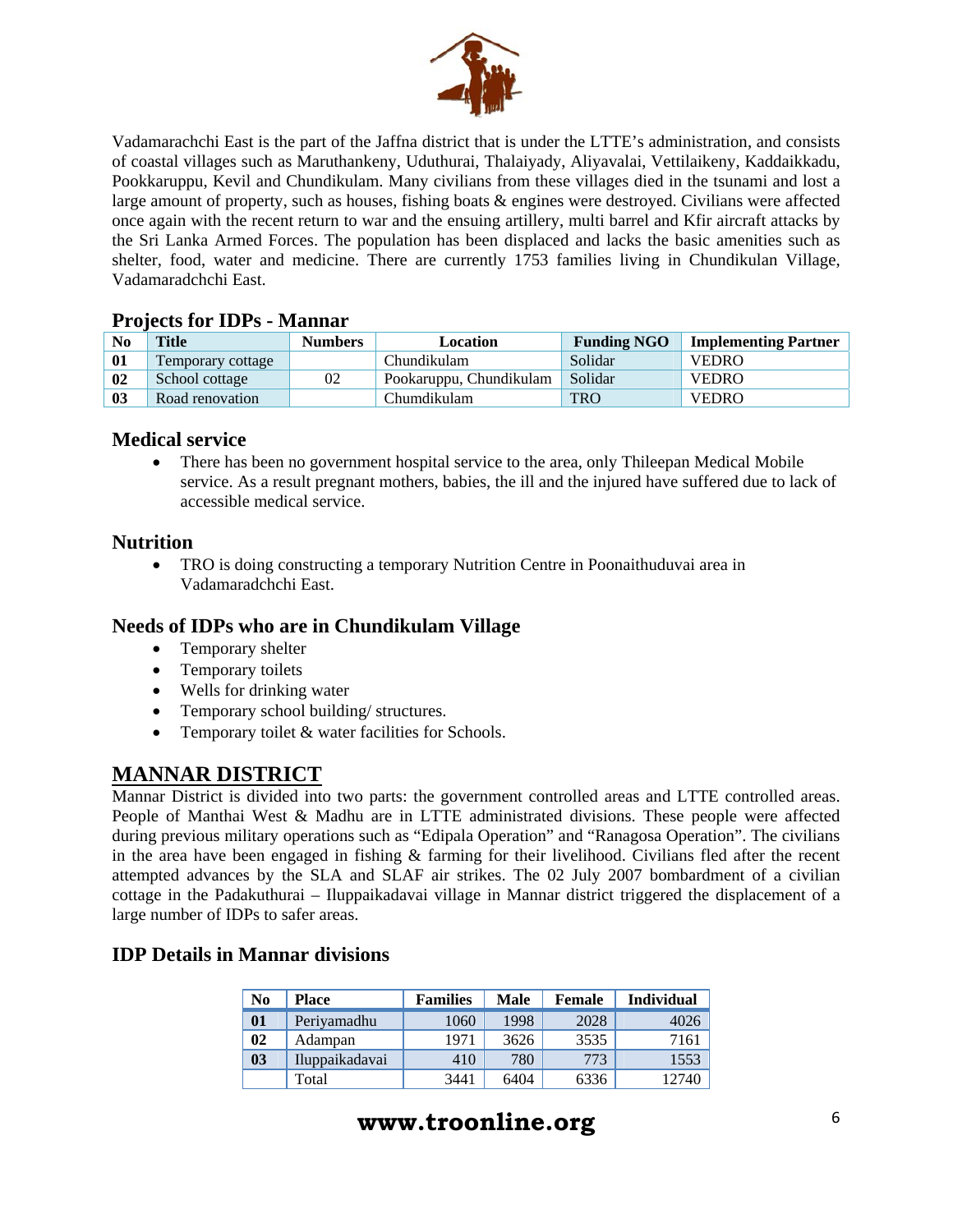Vadamarachchi East is the part of the Jaffna district that is under the LTTE's administration, and consists of coastal villages such as Maruthankeny, Uduthurai, Thalaiyady, Aliyavalai, Vettilaikeny, Kaddaikkadu, Pookkaruppu, Kevil and Chundikulam. Many civilians from these villages died in the tsunami and lost a large amount of property, such as houses, fishing boats & engines were destroyed. Civilians were affected once again with the recent return to war and the ensuing artillery, multi barrel and Kfir aircraft attacks by the Sri Lanka Armed Forces. The population has been displaced and lacks the basic amenities such as shelter, food, water and medicine. There are currently 1753 families living in Chundikulan Village, Vadamaradchchi East.

### Projects for IDPs - Mannar

| No | Title | Numbers | Location | Funding NGO | Implementing Partner |
|---|---|---|---|---|---|
| 01 | Temporary cottage | | Chundikulam | Solidar | VEDRO |
| 02 | School cottage | 02 | Pookaruppu, Chundikulam | Solidar | VEDRO |
| 03 | Road renovation | | Chumdikulam | TRO | VEDRO |

### Medical service

- There has been no government hospital service to the area, only Thileepan Medical Mobile service. As a result pregnant mothers, babies, the ill and the injured have suffered due to lack of accessible medical service.

### Nutrition

- TRO is doing constructing a temporary Nutrition Centre in Poonaithuduvai area in Vadamaradchchi East.

### Needs of IDPs who are in Chundikulam Village

- Temporary shelter
- Temporary toilets
- Wells for drinking water
- Temporary school building/ structures.
- Temporary toilet & water facilities for Schools.

## MANNAR DISTRICT

Mannar District is divided into two parts: the government controlled areas and LTTE controlled areas. People of Manthai West & Madhu are in LTTE administrated divisions. These people were affected during previous military operations such as "Edipala Operation" and "Ranagosa Operation". The civilians in the area have been engaged in fishing & farming for their livelihood. Civilians fled after the recent attempted advances by the SLA and SLAF air strikes. The 02 July 2007 bombardment of a civilian cottage in the Padakuthurai – Iluppaikadavai village in Mannar district triggered the displacement of a large number of IDPs to safer areas.

### IDP Details in Mannar divisions

| No | Place | Families | Male | Female | Individual |
|---|---|---|---|---|---|
| 01 | Periyamadhu | 1060 | 1998 | 2028 | 4026 |
| 02 | Adampan | 1971 | 3626 | 3535 | 7161 |
| 03 | Iluppaikadavai | 410 | 780 | 773 | 1553 |
| | Total | 3441 | 6404 | 6336 | 12740 |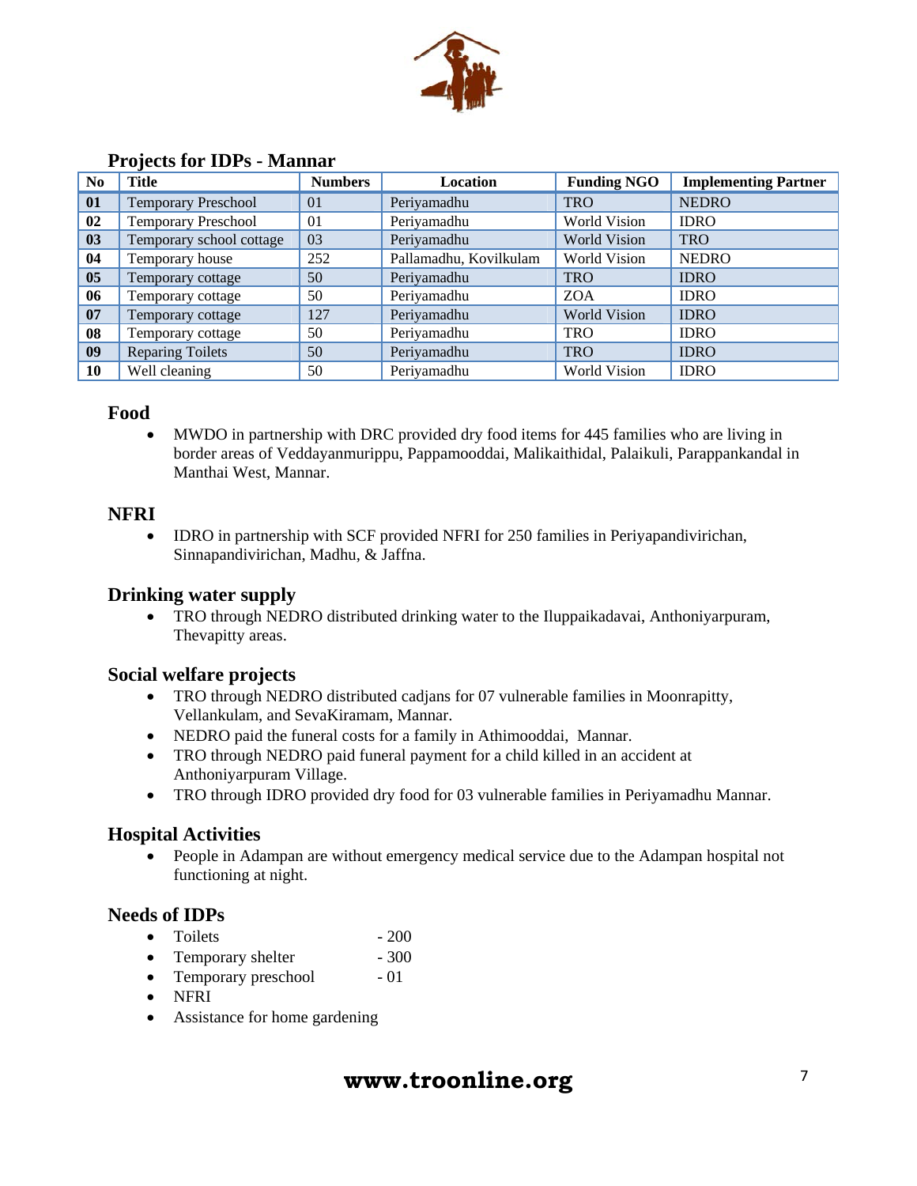## Projects for IDPs - Mannar

| No | Title | Numbers | Location | Funding NGO | Implementing Partner |
|---|---|---|---|---|---|
| 01 | Temporary Preschool | 01 | Periyamadhu | TRO | NEDRO |
| 02 | Temporary Preschool | 01 | Periyamadhu | World Vision | IDRO |
| 03 | Temporary school cottage | 03 | Periyamadhu | World Vision | TRO |
| 04 | Temporary house | 252 | Pallamadhu, Kovilkulam | World Vision | NEDRO |
| 05 | Temporary cottage | 50 | Periyamadhu | TRO | IDRO |
| 06 | Temporary cottage | 50 | Periyamadhu | ZOA | IDRO |
| 07 | Temporary cottage | 127 | Periyamadhu | World Vision | IDRO |
| 08 | Temporary cottage | 50 | Periyamadhu | TRO | IDRO |
| 09 | Reparing Toilets | 50 | Periyamadhu | TRO | IDRO |
| 10 | Well cleaning | 50 | Periyamadhu | World Vision | IDRO |

### Food

- MWDO in partnership with DRC provided dry food items for 445 families who are living in border areas of Veddayanmurippu, Pappamooddai, Malikaithidal, Palaikuli, Parappankandal in Manthai West, Mannar.

### NFRI

- IDRO in partnership with SCF provided NFRI for 250 families in Periyapandivirichan, Sinnapandivirichan, Madhu, & Jaffna.

### Drinking water supply

- TRO through NEDRO distributed drinking water to the Iluppaikadavai, Anthoniyarpuram, Thevapitty areas.

### Social welfare projects

- TRO through NEDRO distributed cadjans for 07 vulnerable families in Moonrapitty, Vellankulam, and SevaKiramam, Mannar.
- NEDRO paid the funeral costs for a family in Athimooddai, Mannar.
- TRO through NEDRO paid funeral payment for a child killed in an accident at Anthoniyarpuram Village.
- TRO through IDRO provided dry food for 03 vulnerable families in Periyamadhu Mannar.

### Hospital Activities

- People in Adampan are without emergency medical service due to the Adampan hospital not functioning at night.

### Needs of IDPs

- Toilets - 200
- Temporary shelter - 300
- Temporary preschool - 01
- NFRI
- Assistance for home gardening

**www.troonline.org**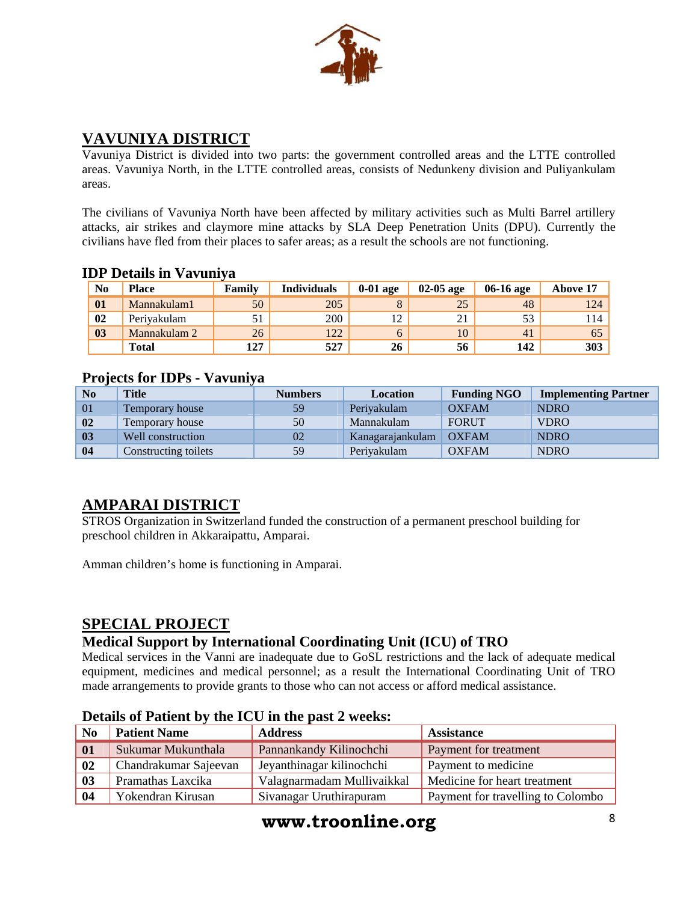## VAVUNIYA DISTRICT

Vavuniya District is divided into two parts: the government controlled areas and the LTTE controlled areas. Vavuniya North, in the LTTE controlled areas, consists of Nedunkeny division and Puliyankulam areas.

The civilians of Vavuniya North have been affected by military activities such as Multi Barrel artillery attacks, air strikes and claymore mine attacks by SLA Deep Penetration Units (DPU). Currently the civilians have fled from their places to safer areas; as a result the schools are not functioning.

### IDP Details in Vavuniya

| No | Place | Family | Individuals | 0-01 age | 02-05 age | 06-16 age | Above 17 |
|---|---|---|---|---|---|---|---|
| 01 | Mannakulam1 | 50 | 205 | 8 | 25 | 48 | 124 |
| 02 | Periyakulam | 51 | 200 | 12 | 21 | 53 | 114 |
| 03 | Mannakulam 2 | 26 | 122 | 6 | 10 | 41 | 65 |
| | **Total** | **127** | **527** | **26** | **56** | **142** | **303** |

### Projects for IDPs - Vavuniya

| No | Title | Numbers | Location | Funding NGO | Implementing Partner |
|---|---|---|---|---|---|
| 01 | Temporary house | 59 | Periyakulam | OXFAM | NDRO |
| 02 | Temporary house | 50 | Mannakulam | FORUT | VDRO |
| 03 | Well construction | 02 | Kanagarajankulam | OXFAM | NDRO |
| 04 | Constructing toilets | 59 | Periyakulam | OXFAM | NDRO |

## AMPARAI DISTRICT

STROS Organization in Switzerland funded the construction of a permanent preschool building for preschool children in Akkaraipattu, Amparai.

Amman children's home is functioning in Amparai.

## SPECIAL PROJECT

### Medical Support by International Coordinating Unit (ICU) of TRO

Medical services in the Vanni are inadequate due to GoSL restrictions and the lack of adequate medical equipment, medicines and medical personnel; as a result the International Coordinating Unit of TRO made arrangements to provide grants to those who can not access or afford medical assistance.

### Details of Patient by the ICU in the past 2 weeks:

| No | Patient Name | Address | Assistance |
|---|---|---|---|
| 01 | Sukumar Mukunthala | Pannankandy Kilinochchi | Payment for treatment |
| 02 | Chandrakumar Sajeevan | Jeyanthinagar kilinochchi | Payment to medicine |
| 03 | Pramathas Laxcika | Valagnarmadam Mullivaikkal | Medicine for heart treatment |
| 04 | Yokendran Kirusan | Sivanagar Uruthirapuram | Payment for travelling to Colombo |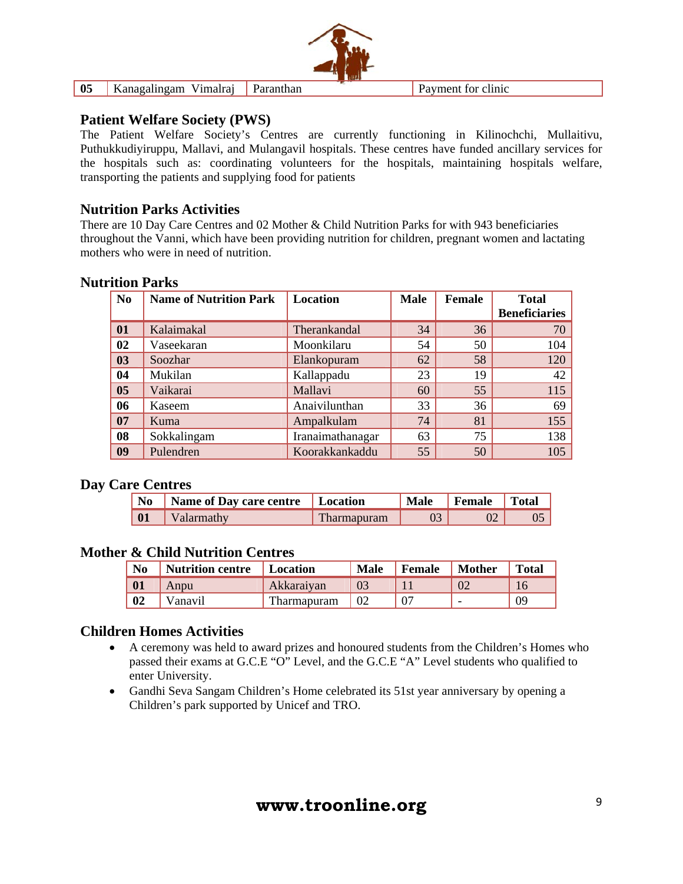| | | | |
|---|---|---|---|
| **05** | Kanagalingam Vimalraj | Paranthan | Payment for clinic |

## Patient Welfare Society (PWS)

The Patient Welfare Society's Centres are currently functioning in Kilinochchi, Mullaitivu, Puthukkudiyiruppu, Mallavi, and Mulangavil hospitals. These centres have funded ancillary services for the hospitals such as: coordinating volunteers for the hospitals, maintaining hospitals welfare, transporting the patients and supplying food for patients

## Nutrition Parks Activities

There are 10 Day Care Centres and 02 Mother & Child Nutrition Parks for with 943 beneficiaries throughout the Vanni, which have been providing nutrition for children, pregnant women and lactating mothers who were in need of nutrition.

### Nutrition Parks

| No | Name of Nutrition Park | Location | Male | Female | Total Beneficiaries |
|---|---|---|---|---|---|
| **01** | Kalaimakal | Therankandal | 34 | 36 | 70 |
| **02** | Vaseekaran | Moonkilaru | 54 | 50 | 104 |
| **03** | Soozhar | Elankopuram | 62 | 58 | 120 |
| **04** | Mukilan | Kallappadu | 23 | 19 | 42 |
| **05** | Vaikarai | Mallavi | 60 | 55 | 115 |
| **06** | Kaseem | Anaivilunthan | 33 | 36 | 69 |
| **07** | Kuma | Ampalkulam | 74 | 81 | 155 |
| **08** | Sokkalingam | Iranaimathanagar | 63 | 75 | 138 |
| **09** | Pulendren | Koorakkankaddu | 55 | 50 | 105 |

### Day Care Centres

| No | Name of Day care centre | Location | Male | Female | Total |
|---|---|---|---|---|---|
| **01** | Valarmathy | Tharmapuram | 03 | 02 | 05 |

### Mother & Child Nutrition Centres

| No | Nutrition centre | Location | Male | Female | Mother | Total |
|---|---|---|---|---|---|---|
| **01** | Anpu | Akkaraiyan | 03 | 11 | 02 | 16 |
| **02** | Vanavil | Tharmapuram | 02 | 07 | - | 09 |

## Children Homes Activities

- A ceremony was held to award prizes and honoured students from the Children's Homes who passed their exams at G.C.E "O" Level, and the G.C.E "A" Level students who qualified to enter University.
- Gandhi Seva Sangam Children's Home celebrated its 51st year anniversary by opening a Children's park supported by Unicef and TRO.

**www.troonline.org**